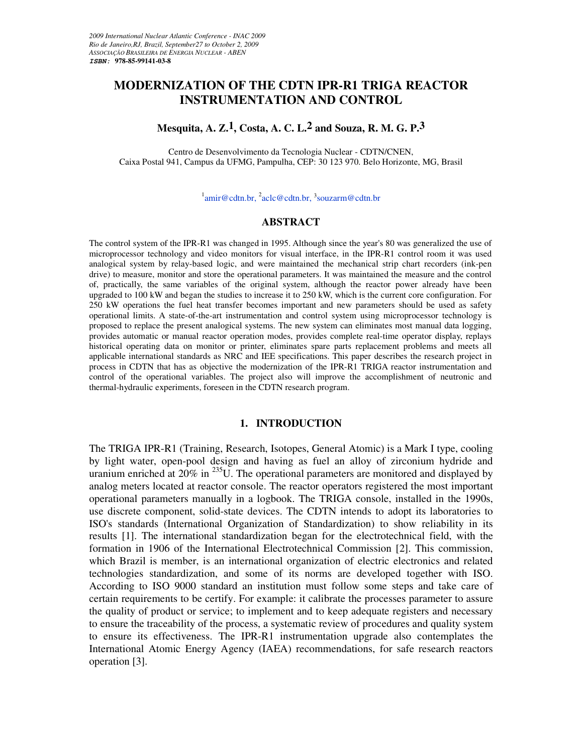*2009 International Nuclear Atlantic Conference - INAC 2009*
*Rio de Janeiro,RJ, Brazil, September27 to October 2, 2009*
*ASSOCIAÇÃO BRASILEIRA DE ENERGIA NUCLEAR - ABEN*
***ISBN:* 978-85-99141-03-8**

# MODERNIZATION OF THE CDTN IPR-R1 TRIGA REACTOR INSTRUMENTATION AND CONTROL

**Mesquita, A. Z.[1], Costa, A. C. L.[2] and Souza, R. M. G. P.[3]**

Centro de Desenvolvimento da Tecnologia Nuclear - CDTN/CNEN,
Caixa Postal 941, Campus da UFMG, Pampulha, CEP: 30 123 970. Belo Horizonte, MG, Brasil

[1]amir@cdtn.br, [2]aclc@cdtn.br, [3]souzarm@cdtn.br

## ABSTRACT

The control system of the IPR-R1 was changed in 1995. Although since the year's 80 was generalized the use of microprocessor technology and video monitors for visual interface, in the IPR-R1 control room it was used analogical system by relay-based logic, and were maintained the mechanical strip chart recorders (ink-pen drive) to measure, monitor and store the operational parameters. It was maintained the measure and the control of, practically, the same variables of the original system, although the reactor power already have been upgraded to 100 kW and began the studies to increase it to 250 kW, which is the current core configuration. For 250 kW operations the fuel heat transfer becomes important and new parameters should be used as safety operational limits. A state-of-the-art instrumentation and control system using microprocessor technology is proposed to replace the present analogical systems. The new system can eliminates most manual data logging, provides automatic or manual reactor operation modes, provides complete real-time operator display, replays historical operating data on monitor or printer, eliminates spare parts replacement problems and meets all applicable international standards as NRC and IEE specifications. This paper describes the research project in process in CDTN that has as objective the modernization of the IPR-R1 TRIGA reactor instrumentation and control of the operational variables. The project also will improve the accomplishment of neutronic and thermal-hydraulic experiments, foreseen in the CDTN research program.

## 1. INTRODUCTION

The TRIGA IPR-R1 (Training, Research, Isotopes, General Atomic) is a Mark I type, cooling by light water, open-pool design and having as fuel an alloy of zirconium hydride and uranium enriched at 20% in $^{235}U$. The operational parameters are monitored and displayed by analog meters located at reactor console. The reactor operators registered the most important operational parameters manually in a logbook. The TRIGA console, installed in the 1990s, use discrete component, solid-state devices. The CDTN intends to adopt its laboratories to ISO's standards (International Organization of Standardization) to show reliability in its results [1]. The international standardization began for the electrotechnical field, with the formation in 1906 of the International Electrotechnical Commission [2]. This commission, which Brazil is member, is an international organization of electric electronics and related technologies standardization, and some of its norms are developed together with ISO. According to ISO 9000 standard an institution must follow some steps and take care of certain requirements to be certify. For example: it calibrate the processes parameter to assure the quality of product or service; to implement and to keep adequate registers and necessary to ensure the traceability of the process, a systematic review of procedures and quality system to ensure its effectiveness. The IPR-R1 instrumentation upgrade also contemplates the International Atomic Energy Agency (IAEA) recommendations, for safe research reactors operation [3].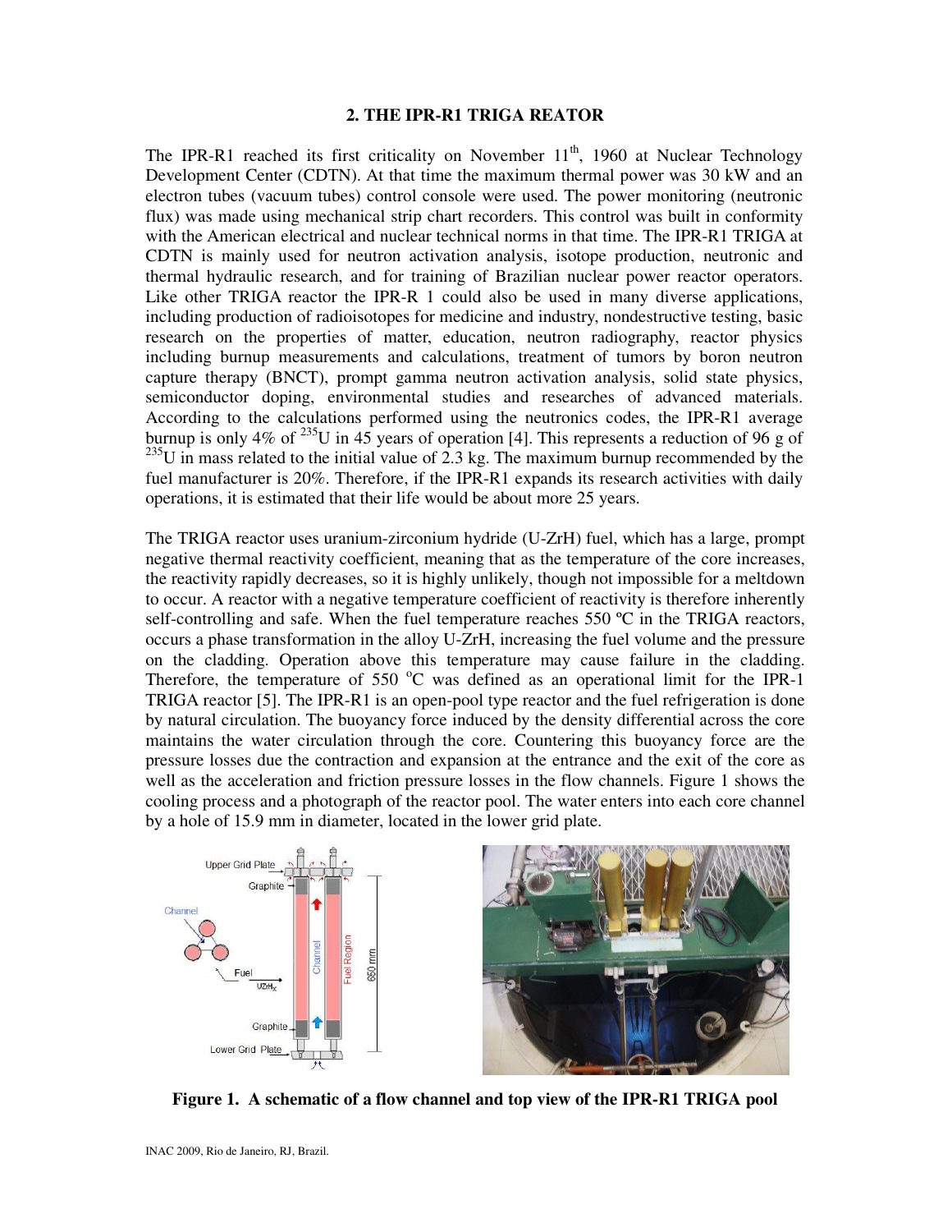## 2. THE IPR-R1 TRIGA REATOR

The IPR-R1 reached its first criticality on November 11th, 1960 at Nuclear Technology Development Center (CDTN). At that time the maximum thermal power was 30 kW and an electron tubes (vacuum tubes) control console were used. The power monitoring (neutronic flux) was made using mechanical strip chart recorders. This control was built in conformity with the American electrical and nuclear technical norms in that time. The IPR-R1 TRIGA at CDTN is mainly used for neutron activation analysis, isotope production, neutronic and thermal hydraulic research, and for training of Brazilian nuclear power reactor operators. Like other TRIGA reactor the IPR-R 1 could also be used in many diverse applications, including production of radioisotopes for medicine and industry, nondestructive testing, basic research on the properties of matter, education, neutron radiography, reactor physics including burnup measurements and calculations, treatment of tumors by boron neutron capture therapy (BNCT), prompt gamma neutron activation analysis, solid state physics, semiconductor doping, environmental studies and researches of advanced materials. According to the calculations performed using the neutronics codes, the IPR-R1 average burnup is only 4% of $^{235}U$ in 45 years of operation [4]. This represents a reduction of 96 g of $^{235}U$ in mass related to the initial value of 2.3 kg. The maximum burnup recommended by the fuel manufacturer is 20%. Therefore, if the IPR-R1 expands its research activities with daily operations, it is estimated that their life would be about more 25 years.

The TRIGA reactor uses uranium-zirconium hydride (U-ZrH) fuel, which has a large, prompt negative thermal reactivity coefficient, meaning that as the temperature of the core increases, the reactivity rapidly decreases, so it is highly unlikely, though not impossible for a meltdown to occur. A reactor with a negative temperature coefficient of reactivity is therefore inherently self-controlling and safe. When the fuel temperature reaches 550 ºC in the TRIGA reactors, occurs a phase transformation in the alloy U-ZrH, increasing the fuel volume and the pressure on the cladding. Operation above this temperature may cause failure in the cladding. Therefore, the temperature of 550 °C was defined as an operational limit for the IPR-1 TRIGA reactor [5]. The IPR-R1 is an open-pool type reactor and the fuel refrigeration is done by natural circulation. The buoyancy force induced by the density differential across the core maintains the water circulation through the core. Countering this buoyancy force are the pressure losses due the contraction and expansion at the entrance and the exit of the core as well as the acceleration and friction pressure losses in the flow channels. Figure 1 shows the cooling process and a photograph of the reactor pool. The water enters into each core channel by a hole of 15.9 mm in diameter, located in the lower grid plate.

**Figure 1. A schematic of a flow channel and top view of the IPR-R1 TRIGA pool**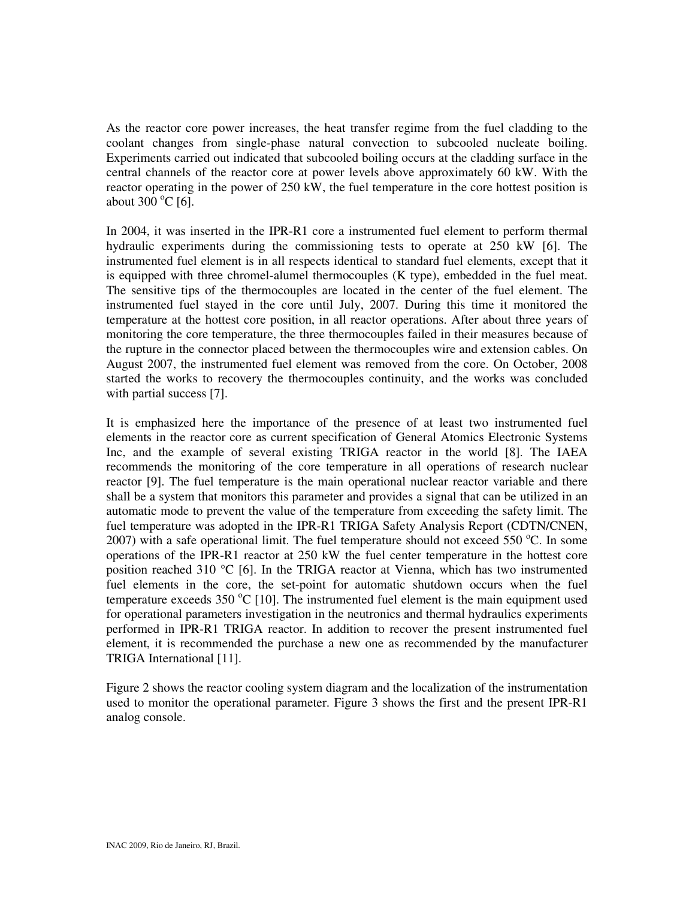As the reactor core power increases, the heat transfer regime from the fuel cladding to the coolant changes from single-phase natural convection to subcooled nucleate boiling. Experiments carried out indicated that subcooled boiling occurs at the cladding surface in the central channels of the reactor core at power levels above approximately 60 kW. With the reactor operating in the power of 250 kW, the fuel temperature in the core hottest position is about 300 $^{o}$C [6].

In 2004, it was inserted in the IPR-R1 core a instrumented fuel element to perform thermal hydraulic experiments during the commissioning tests to operate at 250 kW [6]. The instrumented fuel element is in all respects identical to standard fuel elements, except that it is equipped with three chromel-alumel thermocouples (K type), embedded in the fuel meat. The sensitive tips of the thermocouples are located in the center of the fuel element. The instrumented fuel stayed in the core until July, 2007. During this time it monitored the temperature at the hottest core position, in all reactor operations. After about three years of monitoring the core temperature, the three thermocouples failed in their measures because of the rupture in the connector placed between the thermocouples wire and extension cables. On August 2007, the instrumented fuel element was removed from the core. On October, 2008 started the works to recovery the thermocouples continuity, and the works was concluded with partial success [7].

It is emphasized here the importance of the presence of at least two instrumented fuel elements in the reactor core as current specification of General Atomics Electronic Systems Inc, and the example of several existing TRIGA reactor in the world [8]. The IAEA recommends the monitoring of the core temperature in all operations of research nuclear reactor [9]. The fuel temperature is the main operational nuclear reactor variable and there shall be a system that monitors this parameter and provides a signal that can be utilized in an automatic mode to prevent the value of the temperature from exceeding the safety limit. The fuel temperature was adopted in the IPR-R1 TRIGA Safety Analysis Report (CDTN/CNEN, 2007) with a safe operational limit. The fuel temperature should not exceed 550 $^{o}$C. In some operations of the IPR-R1 reactor at 250 kW the fuel center temperature in the hottest core position reached 310 °C [6]. In the TRIGA reactor at Vienna, which has two instrumented fuel elements in the core, the set-point for automatic shutdown occurs when the fuel temperature exceeds 350 $^{o}$C [10]. The instrumented fuel element is the main equipment used for operational parameters investigation in the neutronics and thermal hydraulics experiments performed in IPR-R1 TRIGA reactor. In addition to recover the present instrumented fuel element, it is recommended the purchase a new one as recommended by the manufacturer TRIGA International [11].

Figure 2 shows the reactor cooling system diagram and the localization of the instrumentation used to monitor the operational parameter. Figure 3 shows the first and the present IPR-R1 analog console.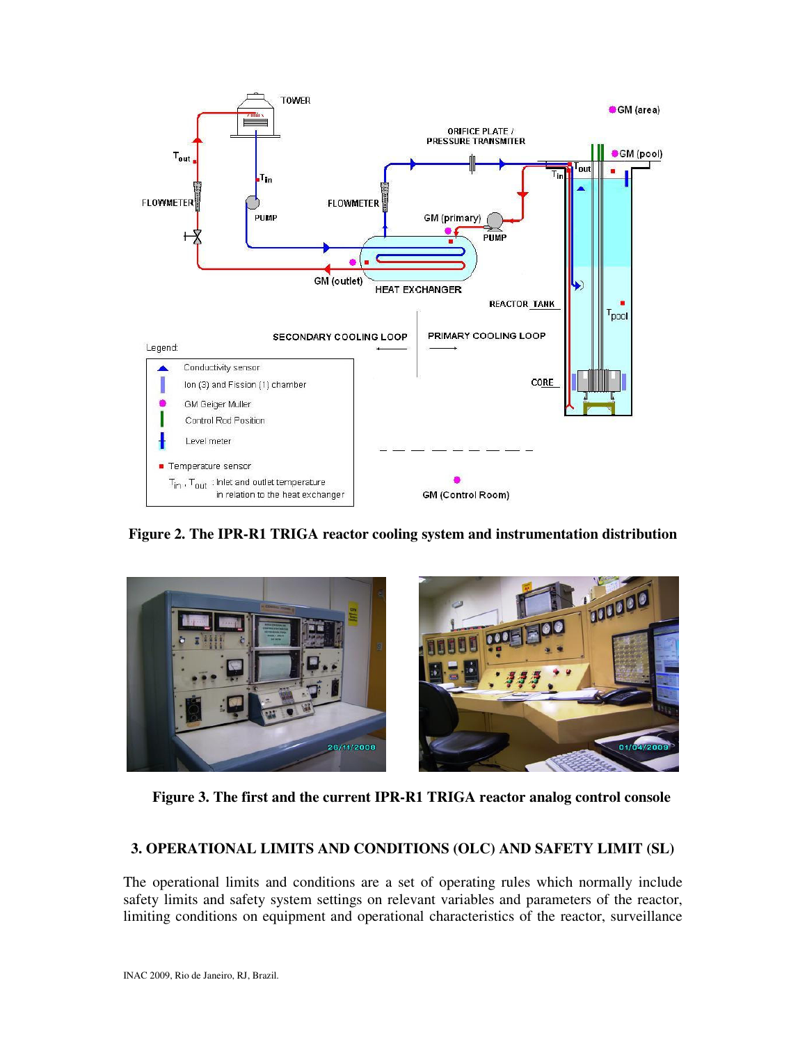**Figure 2. The IPR-R1 TRIGA reactor cooling system and instrumentation distribution**

**Figure 3. The first and the current IPR-R1 TRIGA reactor analog control console**

## 3. OPERATIONAL LIMITS AND CONDITIONS (OLC) AND SAFETY LIMIT (SL)

The operational limits and conditions are a set of operating rules which normally include safety limits and safety system settings on relevant variables and parameters of the reactor, limiting conditions on equipment and operational characteristics of the reactor, surveillance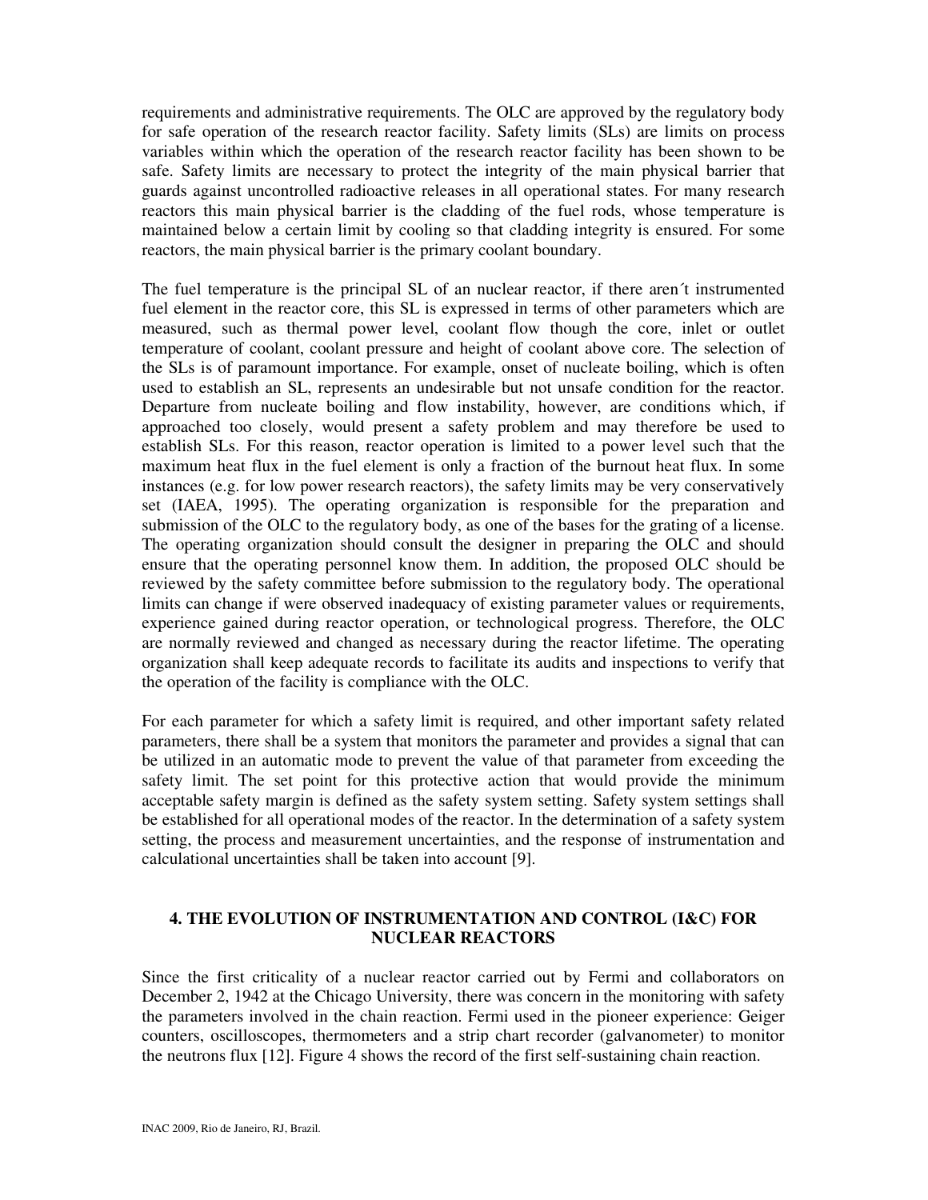requirements and administrative requirements. The OLC are approved by the regulatory body for safe operation of the research reactor facility. Safety limits (SLs) are limits on process variables within which the operation of the research reactor facility has been shown to be safe. Safety limits are necessary to protect the integrity of the main physical barrier that guards against uncontrolled radioactive releases in all operational states. For many research reactors this main physical barrier is the cladding of the fuel rods, whose temperature is maintained below a certain limit by cooling so that cladding integrity is ensured. For some reactors, the main physical barrier is the primary coolant boundary.

The fuel temperature is the principal SL of an nuclear reactor, if there aren´t instrumented fuel element in the reactor core, this SL is expressed in terms of other parameters which are measured, such as thermal power level, coolant flow though the core, inlet or outlet temperature of coolant, coolant pressure and height of coolant above core. The selection of the SLs is of paramount importance. For example, onset of nucleate boiling, which is often used to establish an SL, represents an undesirable but not unsafe condition for the reactor. Departure from nucleate boiling and flow instability, however, are conditions which, if approached too closely, would present a safety problem and may therefore be used to establish SLs. For this reason, reactor operation is limited to a power level such that the maximum heat flux in the fuel element is only a fraction of the burnout heat flux. In some instances (e.g. for low power research reactors), the safety limits may be very conservatively set (IAEA, 1995). The operating organization is responsible for the preparation and submission of the OLC to the regulatory body, as one of the bases for the grating of a license. The operating organization should consult the designer in preparing the OLC and should ensure that the operating personnel know them. In addition, the proposed OLC should be reviewed by the safety committee before submission to the regulatory body. The operational limits can change if were observed inadequacy of existing parameter values or requirements, experience gained during reactor operation, or technological progress. Therefore, the OLC are normally reviewed and changed as necessary during the reactor lifetime. The operating organization shall keep adequate records to facilitate its audits and inspections to verify that the operation of the facility is compliance with the OLC.

For each parameter for which a safety limit is required, and other important safety related parameters, there shall be a system that monitors the parameter and provides a signal that can be utilized in an automatic mode to prevent the value of that parameter from exceeding the safety limit. The set point for this protective action that would provide the minimum acceptable safety margin is defined as the safety system setting. Safety system settings shall be established for all operational modes of the reactor. In the determination of a safety system setting, the process and measurement uncertainties, and the response of instrumentation and calculational uncertainties shall be taken into account [9].

## 4. THE EVOLUTION OF INSTRUMENTATION AND CONTROL (I&C) FOR NUCLEAR REACTORS

Since the first criticality of a nuclear reactor carried out by Fermi and collaborators on December 2, 1942 at the Chicago University, there was concern in the monitoring with safety the parameters involved in the chain reaction. Fermi used in the pioneer experience: Geiger counters, oscilloscopes, thermometers and a strip chart recorder (galvanometer) to monitor the neutrons flux [12]. Figure 4 shows the record of the first self-sustaining chain reaction.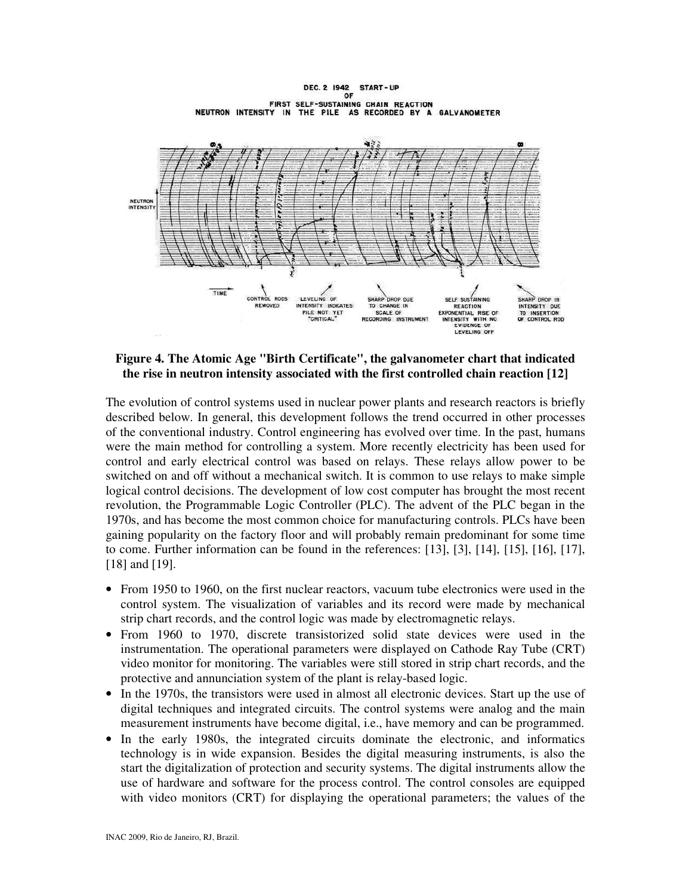**Figure 4. The Atomic Age "Birth Certificate", the galvanometer chart that indicated the rise in neutron intensity associated with the first controlled chain reaction [12]**

The evolution of control systems used in nuclear power plants and research reactors is briefly described below. In general, this development follows the trend occurred in other processes of the conventional industry. Control engineering has evolved over time. In the past, humans were the main method for controlling a system. More recently electricity has been used for control and early electrical control was based on relays. These relays allow power to be switched on and off without a mechanical switch. It is common to use relays to make simple logical control decisions. The development of low cost computer has brought the most recent revolution, the Programmable Logic Controller (PLC). The advent of the PLC began in the 1970s, and has become the most common choice for manufacturing controls. PLCs have been gaining popularity on the factory floor and will probably remain predominant for some time to come. Further information can be found in the references: [13], [3], [14], [15], [16], [17], [18] and [19].

- From 1950 to 1960, on the first nuclear reactors, vacuum tube electronics were used in the control system. The visualization of variables and its record were made by mechanical strip chart records, and the control logic was made by electromagnetic relays.
- From 1960 to 1970, discrete transistorized solid state devices were used in the instrumentation. The operational parameters were displayed on Cathode Ray Tube (CRT) video monitor for monitoring. The variables were still stored in strip chart records, and the protective and annunciation system of the plant is relay-based logic.
- In the 1970s, the transistors were used in almost all electronic devices. Start up the use of digital techniques and integrated circuits. The control systems were analog and the main measurement instruments have become digital, i.e., have memory and can be programmed.
- In the early 1980s, the integrated circuits dominate the electronic, and informatics technology is in wide expansion. Besides the digital measuring instruments, is also the start the digitalization of protection and security systems. The digital instruments allow the use of hardware and software for the process control. The control consoles are equipped with video monitors (CRT) for displaying the operational parameters; the values of the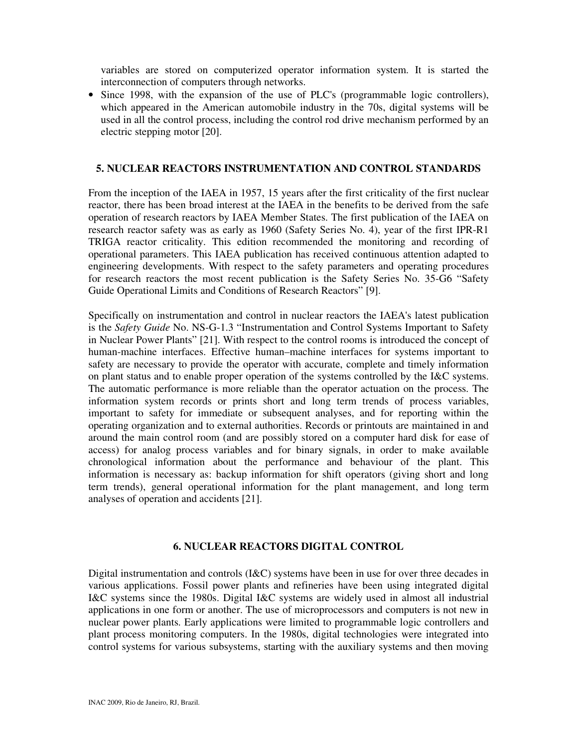variables are stored on computerized operator information system. It is started the interconnection of computers through networks.

- Since 1998, with the expansion of the use of PLC's (programmable logic controllers), which appeared in the American automobile industry in the 70s, digital systems will be used in all the control process, including the control rod drive mechanism performed by an electric stepping motor [20].

## 5. NUCLEAR REACTORS INSTRUMENTATION AND CONTROL STANDARDS

From the inception of the IAEA in 1957, 15 years after the first criticality of the first nuclear reactor, there has been broad interest at the IAEA in the benefits to be derived from the safe operation of research reactors by IAEA Member States. The first publication of the IAEA on research reactor safety was as early as 1960 (Safety Series No. 4), year of the first IPR-R1 TRIGA reactor criticality. This edition recommended the monitoring and recording of operational parameters. This IAEA publication has received continuous attention adapted to engineering developments. With respect to the safety parameters and operating procedures for research reactors the most recent publication is the Safety Series No. 35-G6 "Safety Guide Operational Limits and Conditions of Research Reactors" [9].

Specifically on instrumentation and control in nuclear reactors the IAEA's latest publication is the *Safety Guide* No. NS-G-1.3 "Instrumentation and Control Systems Important to Safety in Nuclear Power Plants" [21]. With respect to the control rooms is introduced the concept of human-machine interfaces. Effective human–machine interfaces for systems important to safety are necessary to provide the operator with accurate, complete and timely information on plant status and to enable proper operation of the systems controlled by the I&C systems. The automatic performance is more reliable than the operator actuation on the process. The information system records or prints short and long term trends of process variables, important to safety for immediate or subsequent analyses, and for reporting within the operating organization and to external authorities. Records or printouts are maintained in and around the main control room (and are possibly stored on a computer hard disk for ease of access) for analog process variables and for binary signals, in order to make available chronological information about the performance and behaviour of the plant. This information is necessary as: backup information for shift operators (giving short and long term trends), general operational information for the plant management, and long term analyses of operation and accidents [21].

## 6. NUCLEAR REACTORS DIGITAL CONTROL

Digital instrumentation and controls (I&C) systems have been in use for over three decades in various applications. Fossil power plants and refineries have been using integrated digital I&C systems since the 1980s. Digital I&C systems are widely used in almost all industrial applications in one form or another. The use of microprocessors and computers is not new in nuclear power plants. Early applications were limited to programmable logic controllers and plant process monitoring computers. In the 1980s, digital technologies were integrated into control systems for various subsystems, starting with the auxiliary systems and then moving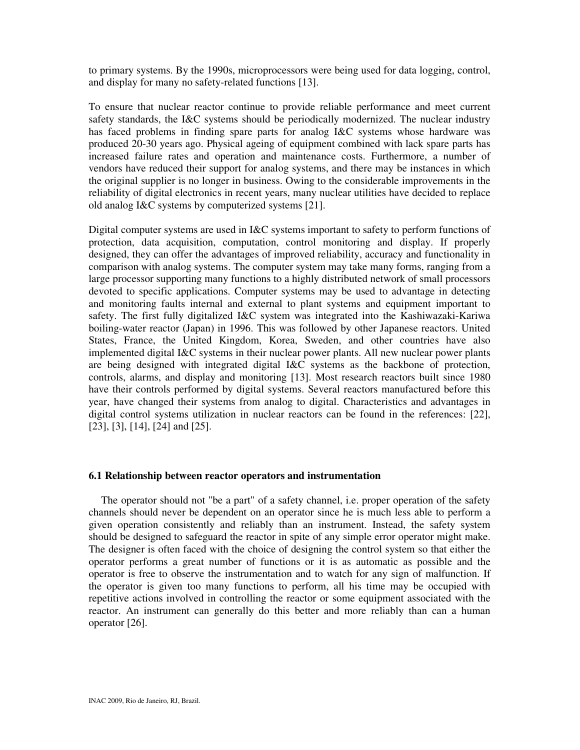to primary systems. By the 1990s, microprocessors were being used for data logging, control, and display for many no safety-related functions [13].

To ensure that nuclear reactor continue to provide reliable performance and meet current safety standards, the I&C systems should be periodically modernized. The nuclear industry has faced problems in finding spare parts for analog I&C systems whose hardware was produced 20-30 years ago. Physical ageing of equipment combined with lack spare parts has increased failure rates and operation and maintenance costs. Furthermore, a number of vendors have reduced their support for analog systems, and there may be instances in which the original supplier is no longer in business. Owing to the considerable improvements in the reliability of digital electronics in recent years, many nuclear utilities have decided to replace old analog I&C systems by computerized systems [21].

Digital computer systems are used in I&C systems important to safety to perform functions of protection, data acquisition, computation, control monitoring and display. If properly designed, they can offer the advantages of improved reliability, accuracy and functionality in comparison with analog systems. The computer system may take many forms, ranging from a large processor supporting many functions to a highly distributed network of small processors devoted to specific applications. Computer systems may be used to advantage in detecting and monitoring faults internal and external to plant systems and equipment important to safety. The first fully digitalized I&C system was integrated into the Kashiwazaki-Kariwa boiling-water reactor (Japan) in 1996. This was followed by other Japanese reactors. United States, France, the United Kingdom, Korea, Sweden, and other countries have also implemented digital I&C systems in their nuclear power plants. All new nuclear power plants are being designed with integrated digital I&C systems as the backbone of protection, controls, alarms, and display and monitoring [13]. Most research reactors built since 1980 have their controls performed by digital systems. Several reactors manufactured before this year, have changed their systems from analog to digital. Characteristics and advantages in digital control systems utilization in nuclear reactors can be found in the references: [22], [23], [3], [14], [24] and [25].

### 6.1 Relationship between reactor operators and instrumentation

The operator should not "be a part" of a safety channel, i.e. proper operation of the safety channels should never be dependent on an operator since he is much less able to perform a given operation consistently and reliably than an instrument. Instead, the safety system should be designed to safeguard the reactor in spite of any simple error operator might make. The designer is often faced with the choice of designing the control system so that either the operator performs a great number of functions or it is as automatic as possible and the operator is free to observe the instrumentation and to watch for any sign of malfunction. If the operator is given too many functions to perform, all his time may be occupied with repetitive actions involved in controlling the reactor or some equipment associated with the reactor. An instrument can generally do this better and more reliably than can a human operator [26].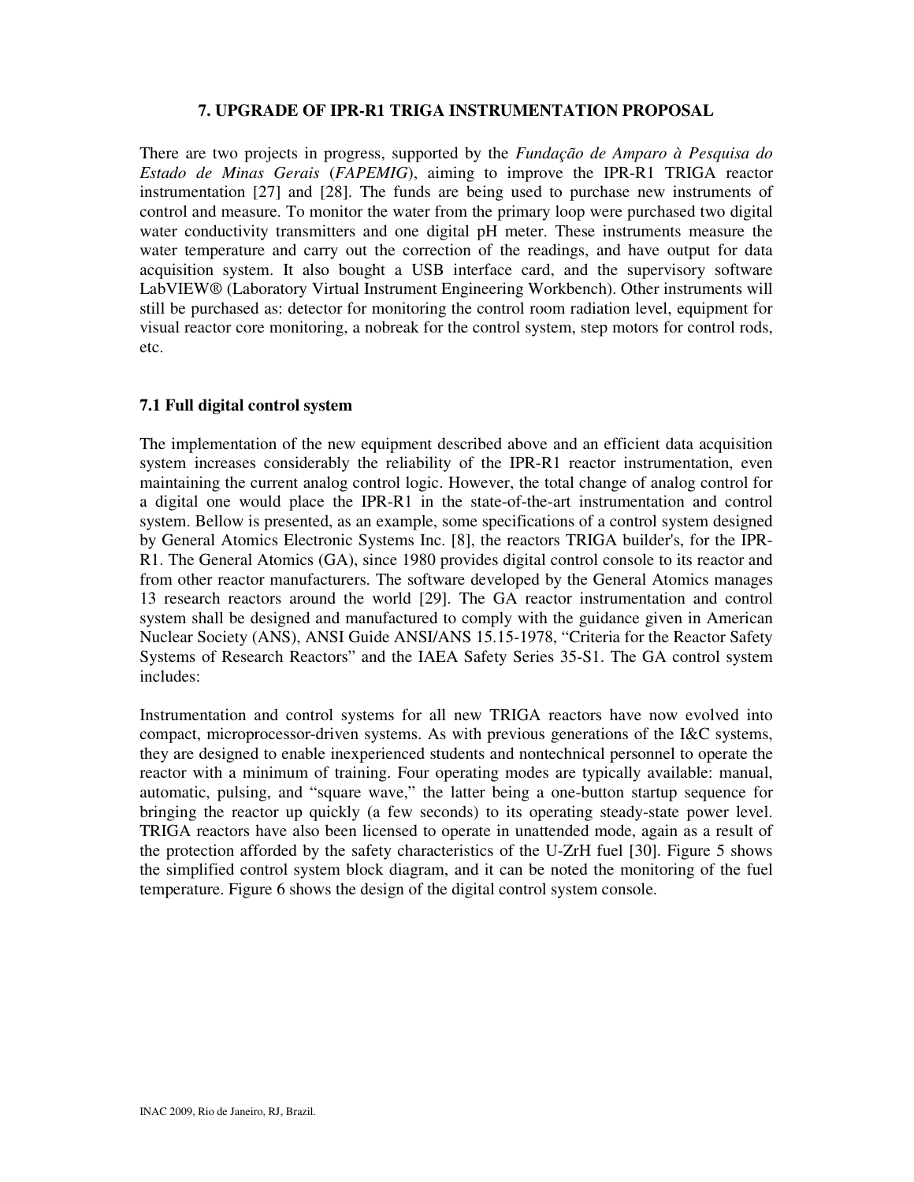## 7. UPGRADE OF IPR-R1 TRIGA INSTRUMENTATION PROPOSAL

There are two projects in progress, supported by the *Fundação de Amparo à Pesquisa do Estado de Minas Gerais* (*FAPEMIG*), aiming to improve the IPR-R1 TRIGA reactor instrumentation [27] and [28]. The funds are being used to purchase new instruments of control and measure. To monitor the water from the primary loop were purchased two digital water conductivity transmitters and one digital pH meter. These instruments measure the water temperature and carry out the correction of the readings, and have output for data acquisition system. It also bought a USB interface card, and the supervisory software LabVIEW® (Laboratory Virtual Instrument Engineering Workbench). Other instruments will still be purchased as: detector for monitoring the control room radiation level, equipment for visual reactor core monitoring, a nobreak for the control system, step motors for control rods, etc.

### 7.1 Full digital control system

The implementation of the new equipment described above and an efficient data acquisition system increases considerably the reliability of the IPR-R1 reactor instrumentation, even maintaining the current analog control logic. However, the total change of analog control for a digital one would place the IPR-R1 in the state-of-the-art instrumentation and control system. Bellow is presented, as an example, some specifications of a control system designed by General Atomics Electronic Systems Inc. [8], the reactors TRIGA builder's, for the IPR-R1. The General Atomics (GA), since 1980 provides digital control console to its reactor and from other reactor manufacturers. The software developed by the General Atomics manages 13 research reactors around the world [29]. The GA reactor instrumentation and control system shall be designed and manufactured to comply with the guidance given in American Nuclear Society (ANS), ANSI Guide ANSI/ANS 15.15-1978, "Criteria for the Reactor Safety Systems of Research Reactors" and the IAEA Safety Series 35-S1. The GA control system includes:

Instrumentation and control systems for all new TRIGA reactors have now evolved into compact, microprocessor-driven systems. As with previous generations of the I&C systems, they are designed to enable inexperienced students and nontechnical personnel to operate the reactor with a minimum of training. Four operating modes are typically available: manual, automatic, pulsing, and "square wave," the latter being a one-button startup sequence for bringing the reactor up quickly (a few seconds) to its operating steady-state power level. TRIGA reactors have also been licensed to operate in unattended mode, again as a result of the protection afforded by the safety characteristics of the U-ZrH fuel [30]. Figure 5 shows the simplified control system block diagram, and it can be noted the monitoring of the fuel temperature. Figure 6 shows the design of the digital control system console.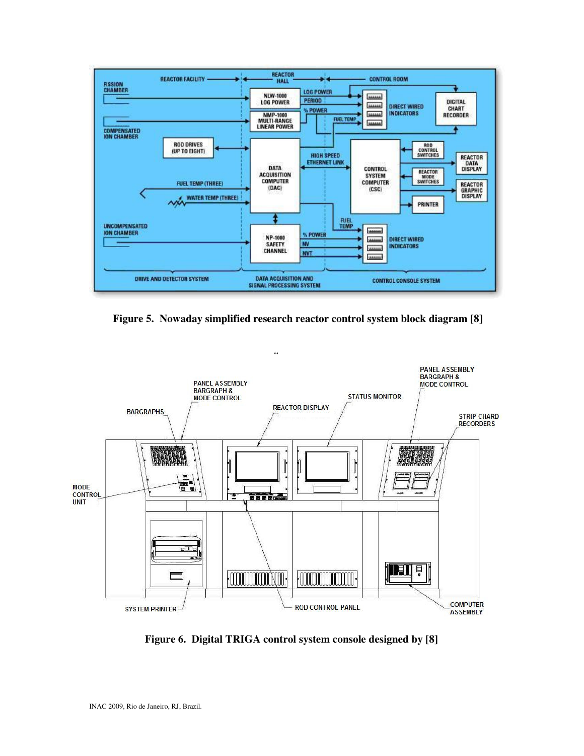**Figure 5. Nowaday simplified research reactor control system block diagram [8]**

“

**Figure 6. Digital TRIGA control system console designed by [8]**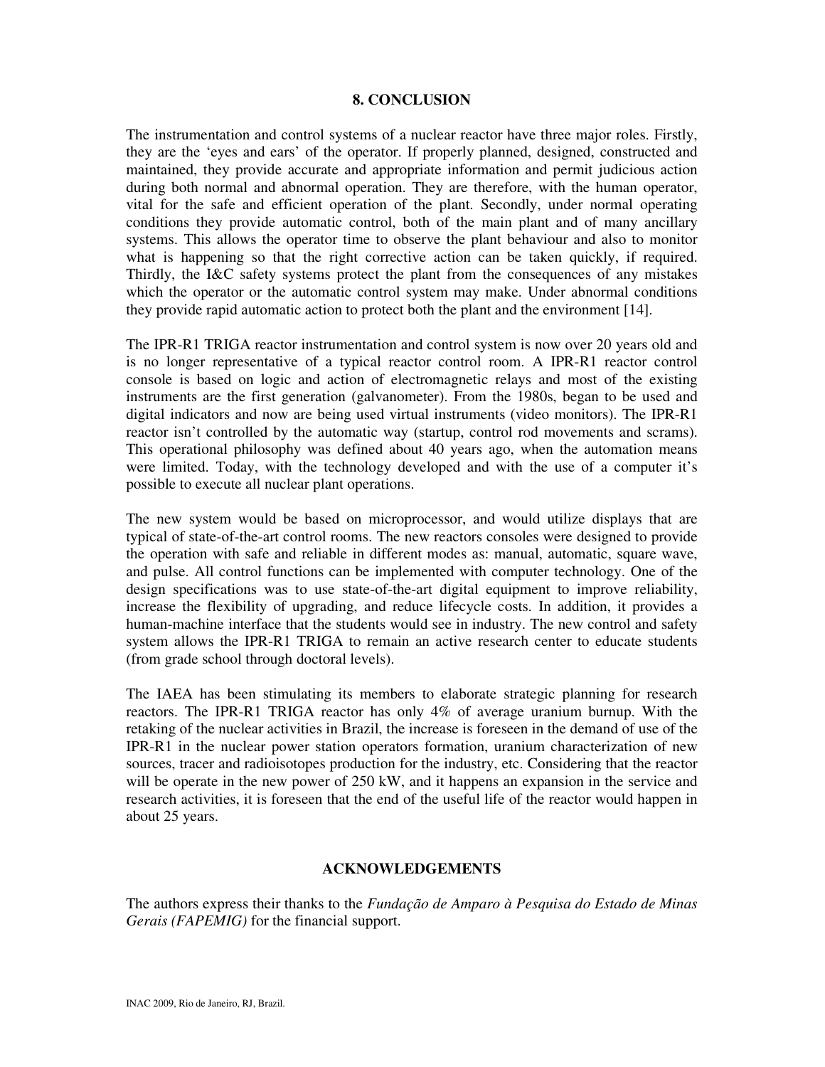## 8. CONCLUSION

The instrumentation and control systems of a nuclear reactor have three major roles. Firstly, they are the 'eyes and ears' of the operator. If properly planned, designed, constructed and maintained, they provide accurate and appropriate information and permit judicious action during both normal and abnormal operation. They are therefore, with the human operator, vital for the safe and efficient operation of the plant. Secondly, under normal operating conditions they provide automatic control, both of the main plant and of many ancillary systems. This allows the operator time to observe the plant behaviour and also to monitor what is happening so that the right corrective action can be taken quickly, if required. Thirdly, the I&C safety systems protect the plant from the consequences of any mistakes which the operator or the automatic control system may make. Under abnormal conditions they provide rapid automatic action to protect both the plant and the environment [14].

The IPR-R1 TRIGA reactor instrumentation and control system is now over 20 years old and is no longer representative of a typical reactor control room. A IPR-R1 reactor control console is based on logic and action of electromagnetic relays and most of the existing instruments are the first generation (galvanometer). From the 1980s, began to be used and digital indicators and now are being used virtual instruments (video monitors). The IPR-R1 reactor isn't controlled by the automatic way (startup, control rod movements and scrams). This operational philosophy was defined about 40 years ago, when the automation means were limited. Today, with the technology developed and with the use of a computer it's possible to execute all nuclear plant operations.

The new system would be based on microprocessor, and would utilize displays that are typical of state-of-the-art control rooms. The new reactors consoles were designed to provide the operation with safe and reliable in different modes as: manual, automatic, square wave, and pulse. All control functions can be implemented with computer technology. One of the design specifications was to use state-of-the-art digital equipment to improve reliability, increase the flexibility of upgrading, and reduce lifecycle costs. In addition, it provides a human-machine interface that the students would see in industry. The new control and safety system allows the IPR-R1 TRIGA to remain an active research center to educate students (from grade school through doctoral levels).

The IAEA has been stimulating its members to elaborate strategic planning for research reactors. The IPR-R1 TRIGA reactor has only 4% of average uranium burnup. With the retaking of the nuclear activities in Brazil, the increase is foreseen in the demand of use of the IPR-R1 in the nuclear power station operators formation, uranium characterization of new sources, tracer and radioisotopes production for the industry, etc. Considering that the reactor will be operate in the new power of 250 kW, and it happens an expansion in the service and research activities, it is foreseen that the end of the useful life of the reactor would happen in about 25 years.

## ACKNOWLEDGEMENTS

The authors express their thanks to the *Fundação de Amparo à Pesquisa do Estado de Minas Gerais (FAPEMIG)* for the financial support.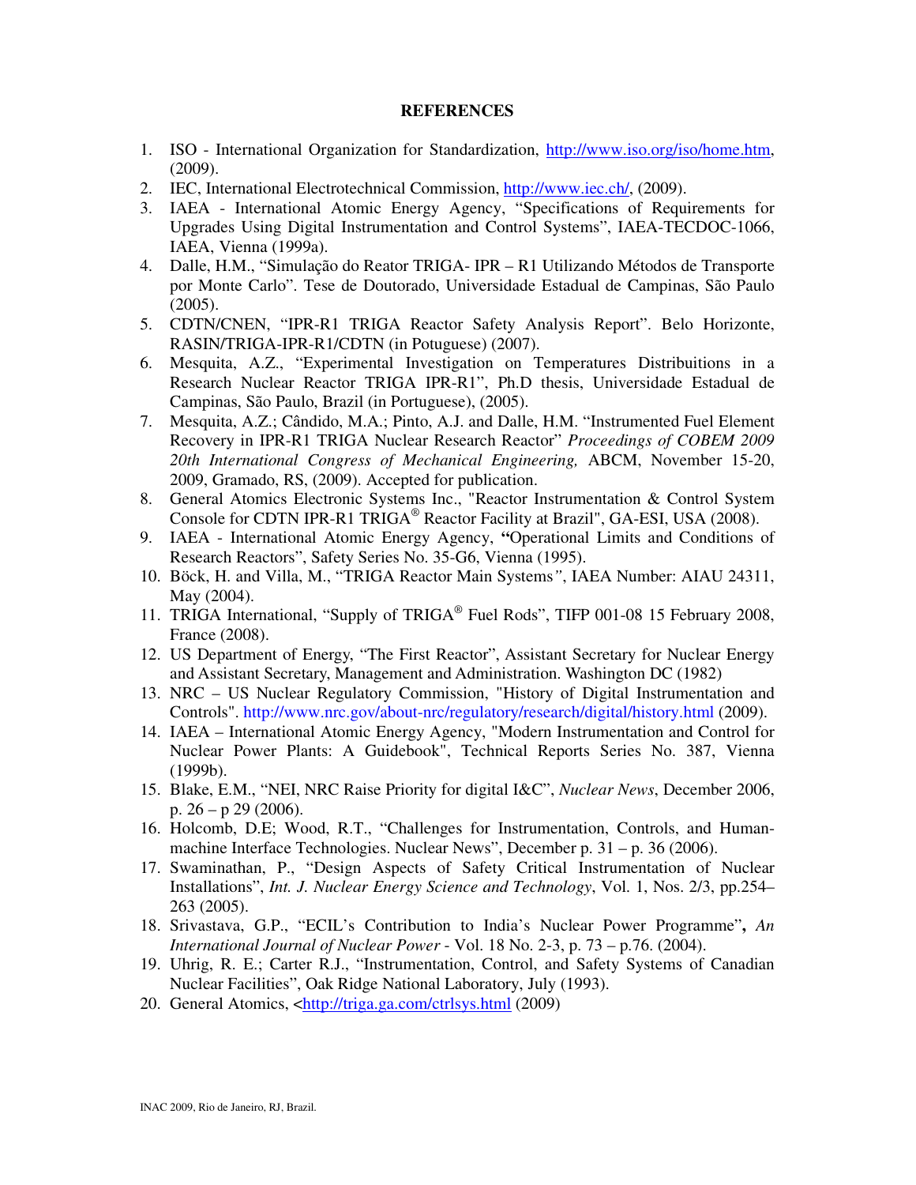**REFERENCES**

1. ISO - International Organization for Standardization, http://www.iso.org/iso/home.htm, (2009).
2. IEC, International Electrotechnical Commission, http://www.iec.ch/, (2009).
3. IAEA - International Atomic Energy Agency, "Specifications of Requirements for Upgrades Using Digital Instrumentation and Control Systems", IAEA-TECDOC-1066, IAEA, Vienna (1999a).
4. Dalle, H.M., "Simulação do Reator TRIGA- IPR – R1 Utilizando Métodos de Transporte por Monte Carlo". Tese de Doutorado, Universidade Estadual de Campinas, São Paulo (2005).
5. CDTN/CNEN, "IPR-R1 TRIGA Reactor Safety Analysis Report". Belo Horizonte, RASIN/TRIGA-IPR-R1/CDTN (in Potuguese) (2007).
6. Mesquita, A.Z., "Experimental Investigation on Temperatures Distribuitions in a Research Nuclear Reactor TRIGA IPR-R1", Ph.D thesis, Universidade Estadual de Campinas, São Paulo, Brazil (in Portuguese), (2005).
7. Mesquita, A.Z.; Cândido, M.A.; Pinto, A.J. and Dalle, H.M. "Instrumented Fuel Element Recovery in IPR-R1 TRIGA Nuclear Research Reactor" *Proceedings of COBEM 2009 20th International Congress of Mechanical Engineering,* ABCM, November 15-20, 2009, Gramado, RS, (2009). Accepted for publication.
8. General Atomics Electronic Systems Inc., "Reactor Instrumentation & Control System Console for CDTN IPR-R1 TRIGA® Reactor Facility at Brazil", GA-ESI, USA (2008).
9. IAEA - International Atomic Energy Agency, **"**Operational Limits and Conditions of Research Reactors", Safety Series No. 35-G6, Vienna (1995).
10. Böck, H. and Villa, M., "TRIGA Reactor Main Systems*"*, IAEA Number: AIAU 24311, May (2004).
11. TRIGA International, "Supply of TRIGA® Fuel Rods", TIFP 001-08 15 February 2008, France (2008).
12. US Department of Energy, "The First Reactor", Assistant Secretary for Nuclear Energy and Assistant Secretary, Management and Administration. Washington DC (1982)
13. NRC – US Nuclear Regulatory Commission, "History of Digital Instrumentation and Controls". http://www.nrc.gov/about-nrc/regulatory/research/digital/history.html (2009).
14. IAEA – International Atomic Energy Agency, "Modern Instrumentation and Control for Nuclear Power Plants: A Guidebook", Technical Reports Series No. 387, Vienna (1999b).
15. Blake, E.M., "NEI, NRC Raise Priority for digital I&C", *Nuclear News*, December 2006, p. 26 – p 29 (2006).
16. Holcomb, D.E; Wood, R.T., "Challenges for Instrumentation, Controls, and Human-machine Interface Technologies. Nuclear News", December p. 31 – p. 36 (2006).
17. Swaminathan, P., "Design Aspects of Safety Critical Instrumentation of Nuclear Installations", *Int. J. Nuclear Energy Science and Technology*, Vol. 1, Nos. 2/3, pp.254–263 (2005).
18. Srivastava, G.P., "ECIL's Contribution to India's Nuclear Power Programme"**,** *An International Journal of Nuclear Power* - Vol. 18 No. 2-3, p. 73 – p.76. (2004).
19. Uhrig, R. E.; Carter R.J., "Instrumentation, Control, and Safety Systems of Canadian Nuclear Facilities", Oak Ridge National Laboratory, July (1993).
20. General Atomics, <http://triga.ga.com/ctrlsys.html (2009)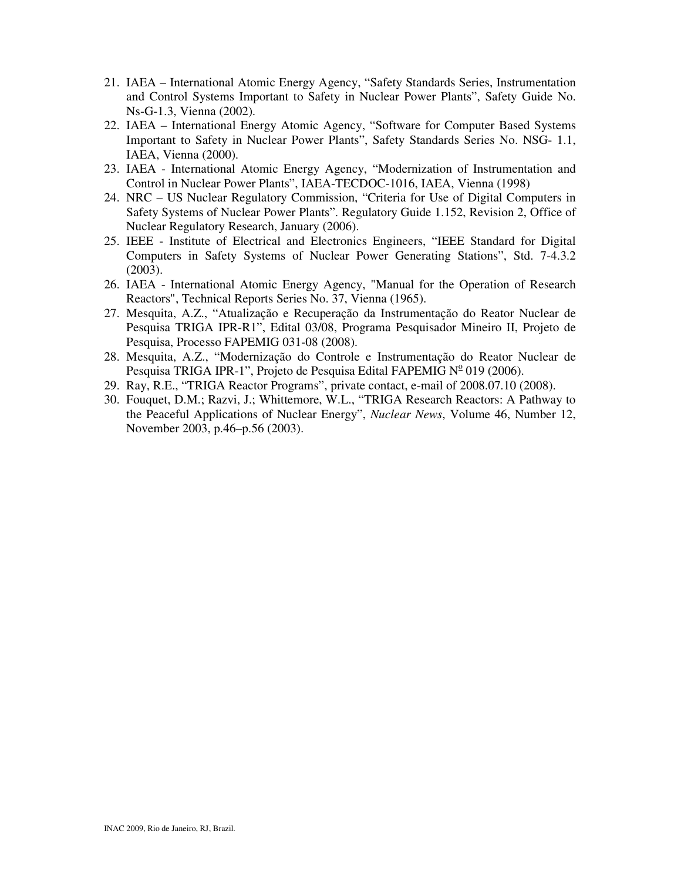21. IAEA – International Atomic Energy Agency, "Safety Standards Series, Instrumentation and Control Systems Important to Safety in Nuclear Power Plants", Safety Guide No. Ns-G-1.3, Vienna (2002).
22. IAEA – International Energy Atomic Agency, "Software for Computer Based Systems Important to Safety in Nuclear Power Plants", Safety Standards Series No. NSG- 1.1, IAEA, Vienna (2000).
23. IAEA - International Atomic Energy Agency, "Modernization of Instrumentation and Control in Nuclear Power Plants", IAEA-TECDOC-1016, IAEA, Vienna (1998)
24. NRC – US Nuclear Regulatory Commission, "Criteria for Use of Digital Computers in Safety Systems of Nuclear Power Plants". Regulatory Guide 1.152, Revision 2, Office of Nuclear Regulatory Research, January (2006).
25. IEEE - Institute of Electrical and Electronics Engineers, "IEEE Standard for Digital Computers in Safety Systems of Nuclear Power Generating Stations", Std. 7-4.3.2 (2003).
26. IAEA - International Atomic Energy Agency, "Manual for the Operation of Research Reactors", Technical Reports Series No. 37, Vienna (1965).
27. Mesquita, A.Z., "Atualização e Recuperação da Instrumentação do Reator Nuclear de Pesquisa TRIGA IPR-R1", Edital 03/08, Programa Pesquisador Mineiro II, Projeto de Pesquisa, Processo FAPEMIG 031-08 (2008).
28. Mesquita, A.Z., "Modernização do Controle e Instrumentação do Reator Nuclear de Pesquisa TRIGA IPR-1", Projeto de Pesquisa Edital FAPEMIG Nº 019 (2006).
29. Ray, R.E., "TRIGA Reactor Programs", private contact, e-mail of 2008.07.10 (2008).
30. Fouquet, D.M.; Razvi, J.; Whittemore, W.L., "TRIGA Research Reactors: A Pathway to the Peaceful Applications of Nuclear Energy", *Nuclear News*, Volume 46, Number 12, November 2003, p.46–p.56 (2003).